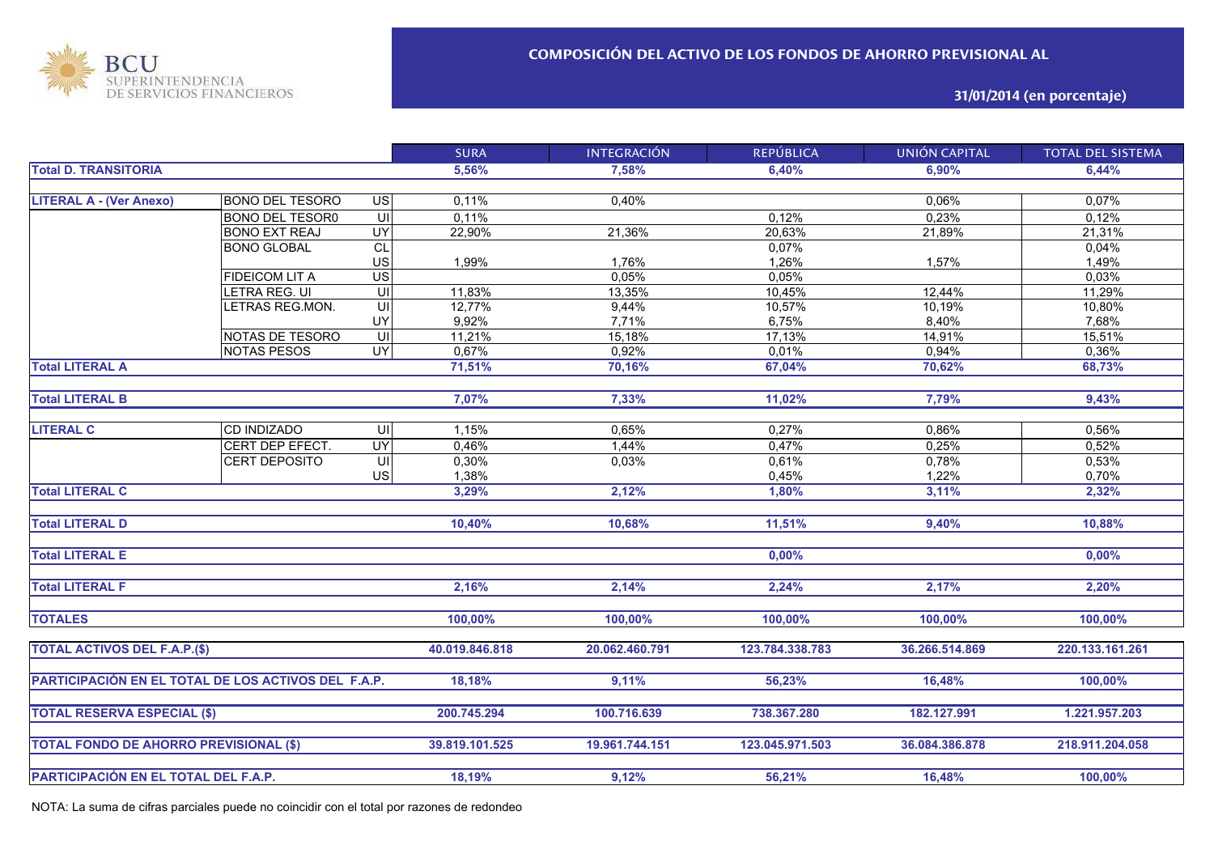BCU SUPERINTENDENCIA DE SERVICIOS FINANCIEROS

## COMPOSICIÓN DEL ACTIVO DE LOS FONDOS DE AHORRO PREVISIONAL AL

**31/01/2014 (en porcentaje)**

| | | | SURA | INTEGRACIÓN | REPÚBLICA | UNIÓN CAPITAL | TOTAL DEL SISTEMA |
|---|---|---|---|---|---|---|---|
| **Total D. TRANSITORIA** | | | **5,56%** | **7,58%** | **6,40%** | **6,90%** | **6,44%** |
| **LITERAL A - (Ver Anexo)** | BONO DEL TESORO | US | 0,11% | 0,40% | | 0,06% | 0,07% |
| | BONO DEL TESOR0 | UI | 0,11% | | 0,12% | 0,23% | 0,12% |
| | BONO EXT REAJ | UY | 22,90% | 21,36% | 20,63% | 21,89% | 21,31% |
| | BONO GLOBAL | CL | | | 0,07% | | 0,04% |
| | | US | 1,99% | 1,76% | 1,26% | 1,57% | 1,49% |
| | FIDEICOM LIT A | US | | 0,05% | 0,05% | | 0,03% |
| | LETRA REG. UI | UI | 11,83% | 13,35% | 10,45% | 12,44% | 11,29% |
| | LETRAS REG.MON. | UI | 12,77% | 9,44% | 10,57% | 10,19% | 10,80% |
| | | UY | 9,92% | 7,71% | 6,75% | 8,40% | 7,68% |
| | NOTAS DE TESORO | UI | 11,21% | 15,18% | 17,13% | 14,91% | 15,51% |
| | NOTAS PESOS | UY | 0,67% | 0,92% | 0,01% | 0,94% | 0,36% |
| **Total LITERAL A** | | | **71,51%** | **70,16%** | **67,04%** | **70,62%** | **68,73%** |
| **Total LITERAL B** | | | **7,07%** | **7,33%** | **11,02%** | **7,79%** | **9,43%** |
| **LITERAL C** | CD INDIZADO | UI | 1,15% | 0,65% | 0,27% | 0,86% | 0,56% |
| | CERT DEP EFECT. | UY | 0,46% | 1,44% | 0,47% | 0,25% | 0,52% |
| | CERT DEPOSITO | UI | 0,30% | 0,03% | 0,61% | 0,78% | 0,53% |
| | | US | 1,38% | | 0,45% | 1,22% | 0,70% |
| **Total LITERAL C** | | | **3,29%** | **2,12%** | **1,80%** | **3,11%** | **2,32%** |
| **Total LITERAL D** | | | **10,40%** | **10,68%** | **11,51%** | **9,40%** | **10,88%** |
| **Total LITERAL E** | | | | | **0,00%** | | **0,00%** |
| **Total LITERAL F** | | | **2,16%** | **2,14%** | **2,24%** | **2,17%** | **2,20%** |
| **TOTALES** | | | **100,00%** | **100,00%** | **100,00%** | **100,00%** | **100,00%** |
| **TOTAL ACTIVOS DEL F.A.P.($)** | | | **40.019.846.818** | **20.062.460.791** | **123.784.338.783** | **36.266.514.869** | **220.133.161.261** |
| **PARTICIPACIÓN EN EL TOTAL DE LOS ACTIVOS DEL F.A.P.** | | | **18,18%** | **9,11%** | **56,23%** | **16,48%** | **100,00%** |
| **TOTAL RESERVA ESPECIAL ($)** | | | **200.745.294** | **100.716.639** | **738.367.280** | **182.127.991** | **1.221.957.203** |
| **TOTAL FONDO DE AHORRO PREVISIONAL ($)** | | | **39.819.101.525** | **19.961.744.151** | **123.045.971.503** | **36.084.386.878** | **218.911.204.058** |
| **PARTICIPACIÓN EN EL TOTAL DEL F.A.P.** | | | **18,19%** | **9,12%** | **56,21%** | **16,48%** | **100,00%** |

NOTA: La suma de cifras parciales puede no coincidir con el total por razones de redondeo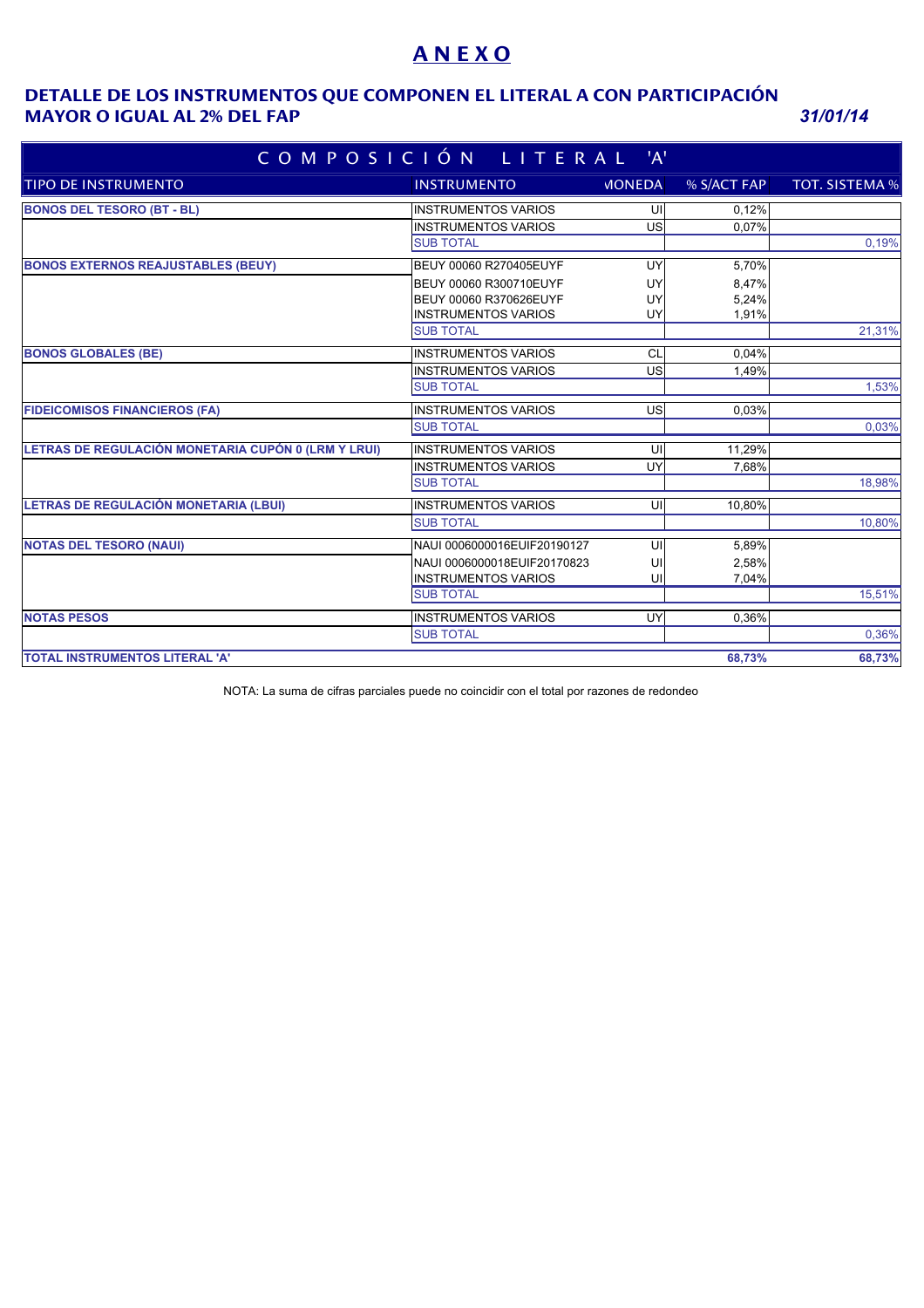# ANEXO

## DETALLE DE LOS INSTRUMENTOS QUE COMPONEN EL LITERAL A CON PARTICIPACIÓN MAYOR O IGUAL AL 2% DEL FAP

*31/01/14*

| COMPOSICIÓN LITERAL 'A' | | | | |
|---|---|---|---|---|
| **TIPO DE INSTRUMENTO** | **INSTRUMENTO** | **MONEDA** | **% S/ACT FAP** | **TOT. SISTEMA %** |
| **BONOS DEL TESORO (BT - BL)** | INSTRUMENTOS VARIOS | UI | 0,12% | |
| | INSTRUMENTOS VARIOS | US | 0,07% | |
| | SUB TOTAL | | | 0,19% |
| **BONOS EXTERNOS REAJUSTABLES (BEUY)** | BEUY 00060 R270405EUYF | UY | 5,70% | |
| | BEUY 00060 R300710EUYF | UY | 8,47% | |
| | BEUY 00060 R370626EUYF | UY | 5,24% | |
| | INSTRUMENTOS VARIOS | UY | 1,91% | |
| | SUB TOTAL | | | 21,31% |
| **BONOS GLOBALES (BE)** | INSTRUMENTOS VARIOS | CL | 0,04% | |
| | INSTRUMENTOS VARIOS | US | 1,49% | |
| | SUB TOTAL | | | 1,53% |
| **FIDEICOMISOS FINANCIEROS (FA)** | INSTRUMENTOS VARIOS | US | 0,03% | |
| | SUB TOTAL | | | 0,03% |
| **LETRAS DE REGULACIÓN MONETARIA CUPÓN 0 (LRM Y LRUI)** | INSTRUMENTOS VARIOS | UI | 11,29% | |
| | INSTRUMENTOS VARIOS | UY | 7,68% | |
| | SUB TOTAL | | | 18,98% |
| **LETRAS DE REGULACIÓN MONETARIA (LBUI)** | INSTRUMENTOS VARIOS | UI | 10,80% | |
| | SUB TOTAL | | | 10,80% |
| **NOTAS DEL TESORO (NAUI)** | NAUI 0006000016EUIF20190127 | UI | 5,89% | |
| | NAUI 0006000018EUIF20170823 | UI | 2,58% | |
| | INSTRUMENTOS VARIOS | UI | 7,04% | |
| | SUB TOTAL | | | 15,51% |
| **NOTAS PESOS** | INSTRUMENTOS VARIOS | UY | 0,36% | |
| | SUB TOTAL | | | 0,36% |
| **TOTAL INSTRUMENTOS LITERAL 'A'** | | | **68,73%** | **68,73%** |

NOTA: La suma de cifras parciales puede no coincidir con el total por razones de redondeo